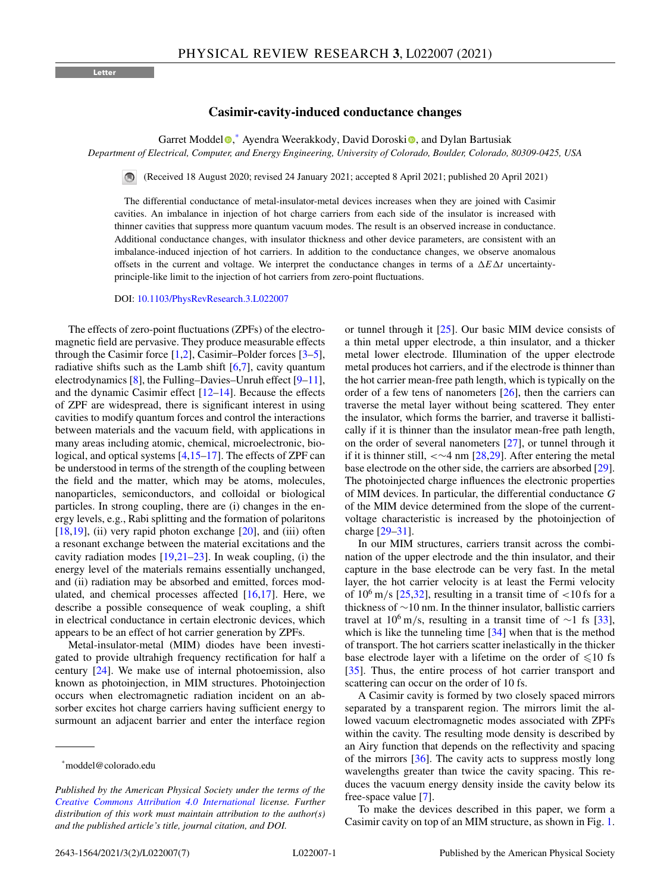Letter

# Casimir-cavity-induced conductance changes

Garret Moddel,* Ayendra Weerakkody, David Doroski, and Dylan Bartusiak

*Department of Electrical, Computer, and Energy Engineering, University of Colorado, Boulder, Colorado, 80309-0425, USA*

(Received 18 August 2020; revised 24 January 2021; accepted 8 April 2021; published 20 April 2021)

The differential conductance of metal-insulator-metal devices increases when they are joined with Casimir cavities. An imbalance in injection of hot charge carriers from each side of the insulator is increased with thinner cavities that suppress more quantum vacuum modes. The result is an observed increase in conductance. Additional conductance changes, with insulator thickness and other device parameters, are consistent with an imbalance-induced injection of hot carriers. In addition to the conductance changes, we observe anomalous offsets in the current and voltage. We interpret the conductance changes in terms of a $\Delta E \Delta t$ uncertainty-principle-like limit to the injection of hot carriers from zero-point fluctuations.

DOI: 10.1103/PhysRevResearch.3.L022007

The effects of zero-point fluctuations (ZPFs) of the electromagnetic field are pervasive. They produce measurable effects through the Casimir force [1,2], Casimir–Polder forces [3–5], radiative shifts such as the Lamb shift [6,7], cavity quantum electrodynamics [8], the Fulling–Davies–Unruh effect [9–11], and the dynamic Casimir effect [12–14]. Because the effects of ZPF are widespread, there is significant interest in using cavities to modify quantum forces and control the interactions between materials and the vacuum field, with applications in many areas including atomic, chemical, microelectronic, biological, and optical systems [4,15–17]. The effects of ZPF can be understood in terms of the strength of the coupling between the field and the matter, which may be atoms, molecules, nanoparticles, semiconductors, and colloidal or biological particles. In strong coupling, there are (i) changes in the energy levels, e.g., Rabi splitting and the formation of polaritons [18,19], (ii) very rapid photon exchange [20], and (iii) often a resonant exchange between the material excitations and the cavity radiation modes [19,21–23]. In weak coupling, (i) the energy level of the materials remains essentially unchanged, and (ii) radiation may be absorbed and emitted, forces modulated, and chemical processes affected [16,17]. Here, we describe a possible consequence of weak coupling, a shift in electrical conductance in certain electronic devices, which appears to be an effect of hot carrier generation by ZPFs.

Metal-insulator-metal (MIM) diodes have been investigated to provide ultrahigh frequency rectification for half a century [24]. We make use of internal photoemission, also known as photoinjection, in MIM structures. Photoinjection occurs when electromagnetic radiation incident on an absorber excites hot charge carriers having sufficient energy to surmount an adjacent barrier and enter the interface region or tunnel through it [25]. Our basic MIM device consists of a thin metal upper electrode, a thin insulator, and a thicker metal lower electrode. Illumination of the upper electrode metal produces hot carriers, and if the electrode is thinner than the hot carrier mean-free path length, which is typically on the order of a few tens of nanometers [26], then the carriers can traverse the metal layer without being scattered. They enter the insulator, which forms the barrier, and traverse it ballistically if it is thinner than the insulator mean-free path length, on the order of several nanometers [27], or tunnel through it if it is thinner still, $<\sim$4 nm [28,29]. After entering the metal base electrode on the other side, the carriers are absorbed [29]. The photoinjected charge influences the electronic properties of MIM devices. In particular, the differential conductance $G$ of the MIM device determined from the slope of the current-voltage characteristic is increased by the photoinjection of charge [29–31].

In our MIM structures, carriers transit across the combination of the upper electrode and the thin insulator, and their capture in the base electrode can be very fast. In the metal layer, the hot carrier velocity is at least the Fermi velocity of $10^6$ m/s [25,32], resulting in a transit time of $<$10 fs for a thickness of $\sim$10 nm. In the thinner insulator, ballistic carriers travel at $10^6$ m/s, resulting in a transit time of $\sim$1 fs [33], which is like the tunneling time [34] when that is the method of transport. The hot carriers scatter inelastically in the thicker base electrode layer with a lifetime on the order of $\leqslant$10 fs [35]. Thus, the entire process of hot carrier transport and scattering can occur on the order of 10 fs.

A Casimir cavity is formed by two closely spaced mirrors separated by a transparent region. The mirrors limit the allowed vacuum electromagnetic modes associated with ZPFs within the cavity. The resulting mode density is described by an Airy function that depends on the reflectivity and spacing of the mirrors [36]. The cavity acts to suppress mostly long wavelengths greater than twice the cavity spacing. This reduces the vacuum energy density inside the cavity below its free-space value [7].

To make the devices described in this paper, we form a Casimir cavity on top of an MIM structure, as shown in Fig. 1.

*moddel@colorado.edu

*Published by the American Physical Society under the terms of the Creative Commons Attribution 4.0 International license. Further distribution of this work must maintain attribution to the author(s) and the published article's title, journal citation, and DOI.*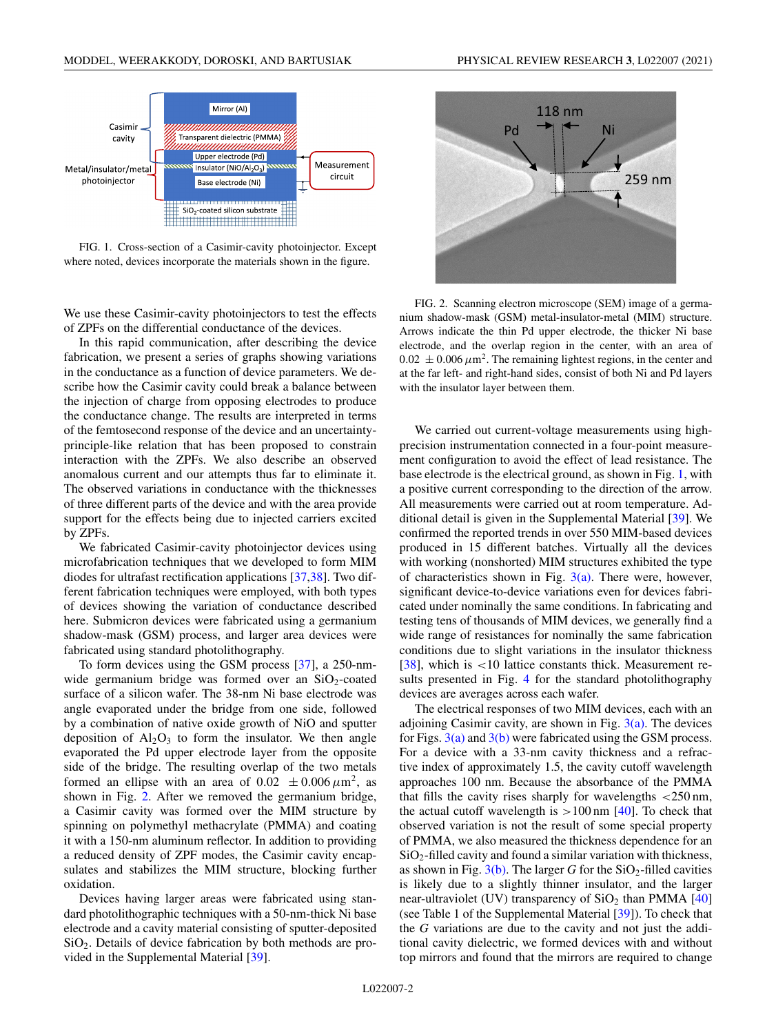FIG. 1. Cross-section of a Casimir-cavity photoinjector. Except where noted, devices incorporate the materials shown in the figure.

We use these Casimir-cavity photoinjectors to test the effects of ZPFs on the differential conductance of the devices.

In this rapid communication, after describing the device fabrication, we present a series of graphs showing variations in the conductance as a function of device parameters. We describe how the Casimir cavity could break a balance between the injection of charge from opposing electrodes to produce the conductance change. The results are interpreted in terms of the femtosecond response of the device and an uncertainty-principle-like relation that has been proposed to constrain interaction with the ZPFs. We also describe an observed anomalous current and our attempts thus far to eliminate it. The observed variations in conductance with the thicknesses of three different parts of the device and with the area provide support for the effects being due to injected carriers excited by ZPFs.

We fabricated Casimir-cavity photoinjector devices using microfabrication techniques that we developed to form MIM diodes for ultrafast rectification applications [37,38]. Two different fabrication techniques were employed, with both types of devices showing the variation of conductance described here. Submicron devices were fabricated using a germanium shadow-mask (GSM) process, and larger area devices were fabricated using standard photolithography.

To form devices using the GSM process [37], a 250-nm-wide germanium bridge was formed over an $SiO_2$-coated surface of a silicon wafer. The 38-nm Ni base electrode was angle evaporated under the bridge from one side, followed by a combination of native oxide growth of NiO and sputter deposition of $Al_2O_3$ to form the insulator. We then angle evaporated the Pd upper electrode layer from the opposite side of the bridge. The resulting overlap of the two metals formed an ellipse with an area of $0.02 \pm 0.006\,\mu\text{m}^2$, as shown in Fig. 2. After we removed the germanium bridge, a Casimir cavity was formed over the MIM structure by spinning on polymethyl methacrylate (PMMA) and coating it with a 150-nm aluminum reflector. In addition to providing a reduced density of ZPF modes, the Casimir cavity encapsulates and stabilizes the MIM structure, blocking further oxidation.

Devices having larger areas were fabricated using standard photolithographic techniques with a 50-nm-thick Ni base electrode and a cavity material consisting of sputter-deposited $SiO_2$. Details of device fabrication by both methods are provided in the Supplemental Material [39].

FIG. 2. Scanning electron microscope (SEM) image of a germanium shadow-mask (GSM) metal-insulator-metal (MIM) structure. Arrows indicate the thin Pd upper electrode, the thicker Ni base electrode, and the overlap region in the center, with an area of $0.02 \pm 0.006\,\mu\text{m}^2$. The remaining lightest regions, in the center and at the far left- and right-hand sides, consist of both Ni and Pd layers with the insulator layer between them.

We carried out current-voltage measurements using high-precision instrumentation connected in a four-point measurement configuration to avoid the effect of lead resistance. The base electrode is the electrical ground, as shown in Fig. 1, with a positive current corresponding to the direction of the arrow. All measurements were carried out at room temperature. Additional detail is given in the Supplemental Material [39]. We confirmed the reported trends in over 550 MIM-based devices produced in 15 different batches. Virtually all the devices with working (nonshorted) MIM structures exhibited the type of characteristics shown in Fig. 3(a). There were, however, significant device-to-device variations even for devices fabricated under nominally the same conditions. In fabricating and testing tens of thousands of MIM devices, we generally find a wide range of resistances for nominally the same fabrication conditions due to slight variations in the insulator thickness [38], which is <10 lattice constants thick. Measurement results presented in Fig. 4 for the standard photolithography devices are averages across each wafer.

The electrical responses of two MIM devices, each with an adjoining Casimir cavity, are shown in Fig. 3(a). The devices for Figs. 3(a) and 3(b) were fabricated using the GSM process. For a device with a 33-nm cavity thickness and a refractive index of approximately 1.5, the cavity cutoff wavelength approaches 100 nm. Because the absorbance of the PMMA that fills the cavity rises sharply for wavelengths <250 nm, the actual cutoff wavelength is >100 nm [40]. To check that observed variation is not the result of some special property of PMMA, we also measured the thickness dependence for an $SiO_2$-filled cavity and found a similar variation with thickness, as shown in Fig. 3(b). The larger $G$ for the $SiO_2$-filled cavities is likely due to a slightly thinner insulator, and the larger near-ultraviolet (UV) transparency of $SiO_2$ than PMMA [40] (see Table 1 of the Supplemental Material [39]). To check that the $G$ variations are due to the cavity and not just the additional cavity dielectric, we formed devices with and without top mirrors and found that the mirrors are required to change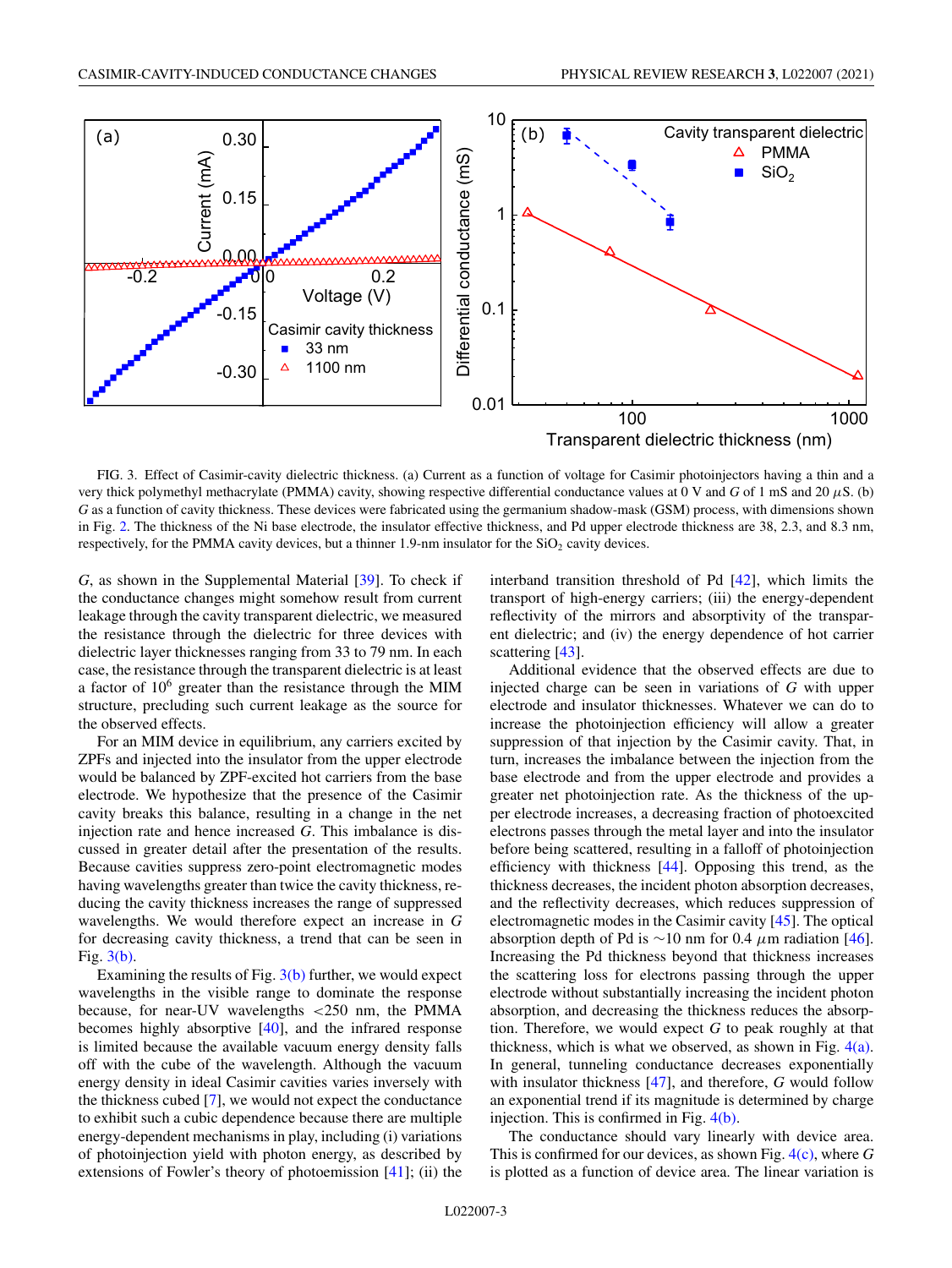FIG. 3. Effect of Casimir-cavity dielectric thickness. (a) Current as a function of voltage for Casimir photoinjectors having a thin and a very thick polymethyl methacrylate (PMMA) cavity, showing respective differential conductance values at 0 V and $G$ of 1 mS and 20 $\mu$S. (b) $G$ as a function of cavity thickness. These devices were fabricated using the germanium shadow-mask (GSM) process, with dimensions shown in Fig. 2. The thickness of the Ni base electrode, the insulator effective thickness, and Pd upper electrode thickness are 38, 2.3, and 8.3 nm, respectively, for the PMMA cavity devices, but a thinner 1.9-nm insulator for the $SiO_2$ cavity devices.

$G$, as shown in the Supplemental Material [39]. To check if the conductance changes might somehow result from current leakage through the cavity transparent dielectric, we measured the resistance through the dielectric for three devices with dielectric layer thicknesses ranging from 33 to 79 nm. In each case, the resistance through the transparent dielectric is at least a factor of $10^6$ greater than the resistance through the MIM structure, precluding such current leakage as the source for the observed effects.

For an MIM device in equilibrium, any carriers excited by ZPFs and injected into the insulator from the upper electrode would be balanced by ZPF-excited hot carriers from the base electrode. We hypothesize that the presence of the Casimir cavity breaks this balance, resulting in a change in the net injection rate and hence increased $G$. This imbalance is discussed in greater detail after the presentation of the results. Because cavities suppress zero-point electromagnetic modes having wavelengths greater than twice the cavity thickness, reducing the cavity thickness increases the range of suppressed wavelengths. We would therefore expect an increase in $G$ for decreasing cavity thickness, a trend that can be seen in Fig. 3(b).

Examining the results of Fig. 3(b) further, we would expect wavelengths in the visible range to dominate the response because, for near-UV wavelengths <250 nm, the PMMA becomes highly absorptive [40], and the infrared response is limited because the available vacuum energy density falls off with the cube of the wavelength. Although the vacuum energy density in ideal Casimir cavities varies inversely with the thickness cubed [7], we would not expect the conductance to exhibit such a cubic dependence because there are multiple energy-dependent mechanisms in play, including (i) variations of photoinjection yield with photon energy, as described by extensions of Fowler's theory of photoemission [41]; (ii) the interband transition threshold of Pd [42], which limits the transport of high-energy carriers; (iii) the energy-dependent reflectivity of the mirrors and absorptivity of the transparent dielectric; and (iv) the energy dependence of hot carrier scattering [43].

Additional evidence that the observed effects are due to injected charge can be seen in variations of $G$ with upper electrode and insulator thicknesses. Whatever we can do to increase the photoinjection efficiency will allow a greater suppression of that injection by the Casimir cavity. That, in turn, increases the imbalance between the injection from the base electrode and from the upper electrode and provides a greater net photoinjection rate. As the thickness of the upper electrode increases, a decreasing fraction of photoexcited electrons passes through the metal layer and into the insulator before being scattered, resulting in a falloff of photoinjection efficiency with thickness [44]. Opposing this trend, as the thickness decreases, the incident photon absorption decreases, and the reflectivity decreases, which reduces suppression of electromagnetic modes in the Casimir cavity [45]. The optical absorption depth of Pd is ~10 nm for 0.4 $\mu$m radiation [46]. Increasing the Pd thickness beyond that thickness increases the scattering loss for electrons passing through the upper electrode without substantially increasing the incident photon absorption, and decreasing the thickness reduces the absorption. Therefore, we would expect $G$ to peak roughly at that thickness, which is what we observed, as shown in Fig. 4(a). In general, tunneling conductance decreases exponentially with insulator thickness [47], and therefore, $G$ would follow an exponential trend if its magnitude is determined by charge injection. This is confirmed in Fig. 4(b).

The conductance should vary linearly with device area. This is confirmed for our devices, as shown Fig. 4(c), where $G$ is plotted as a function of device area. The linear variation is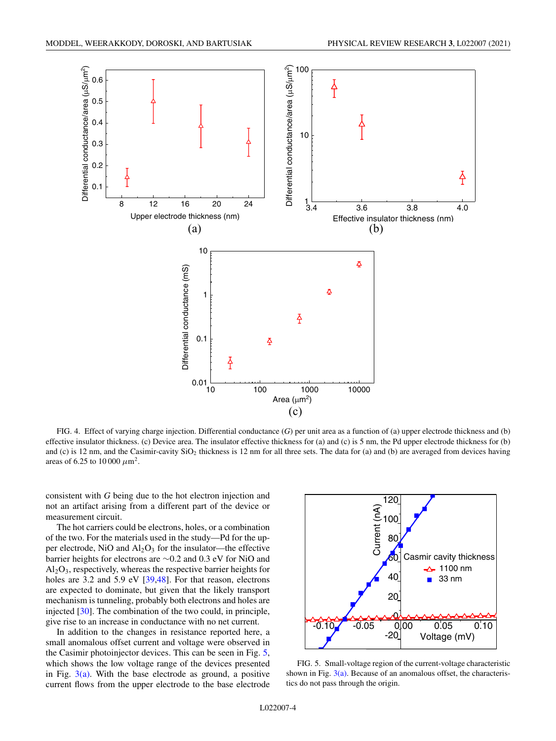FIG. 4. Effect of varying charge injection. Differential conductance ($G$) per unit area as a function of (a) upper electrode thickness and (b) effective insulator thickness. (c) Device area. The insulator effective thickness for (a) and (c) is 5 nm, the Pd upper electrode thickness for (b) and (c) is 12 nm, and the Casimir-cavity $SiO_2$ thickness is 12 nm for all three sets. The data for (a) and (b) are averaged from devices having areas of 6.25 to 10 000 $\mu m^2$.

consistent with $G$ being due to the hot electron injection and not an artifact arising from a different part of the device or measurement circuit.

The hot carriers could be electrons, holes, or a combination of the two. For the materials used in the study—Pd for the upper electrode, NiO and $Al_2O_3$ for the insulator—the effective barrier heights for electrons are ~0.2 and 0.3 eV for NiO and $Al_2O_3$, respectively, whereas the respective barrier heights for holes are 3.2 and 5.9 eV [39,48]. For that reason, electrons are expected to dominate, but given that the likely transport mechanism is tunneling, probably both electrons and holes are injected [30]. The combination of the two could, in principle, give rise to an increase in conductance with no net current.

In addition to the changes in resistance reported here, a small anomalous offset current and voltage were observed in the Casimir photoinjector devices. This can be seen in Fig. 5, which shows the low voltage range of the devices presented in Fig. 3(a). With the base electrode as ground, a positive current flows from the upper electrode to the base electrode

FIG. 5. Small-voltage region of the current-voltage characteristic shown in Fig. 3(a). Because of an anomalous offset, the characteristics do not pass through the origin.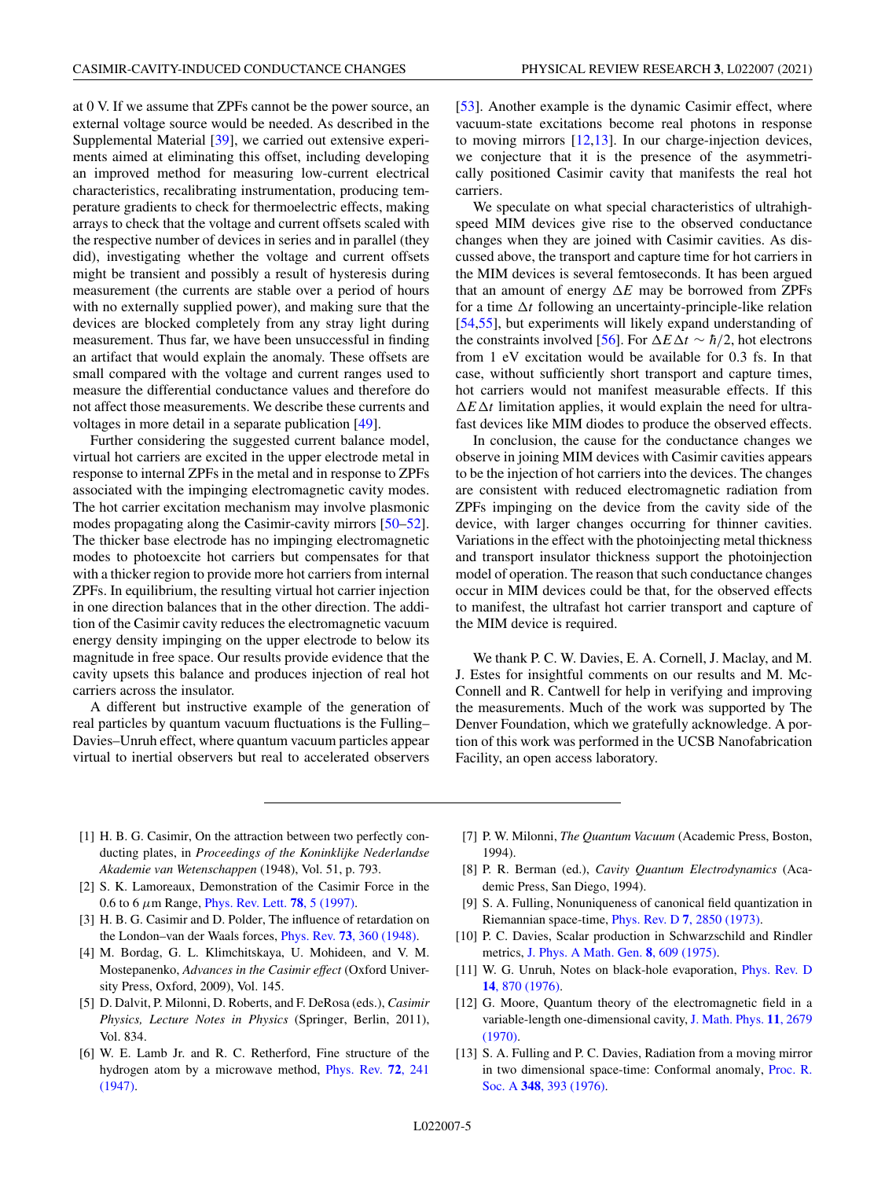at 0 V. If we assume that ZPFs cannot be the power source, an external voltage source would be needed. As described in the Supplemental Material [39], we carried out extensive experiments aimed at eliminating this offset, including developing an improved method for measuring low-current electrical characteristics, recalibrating instrumentation, producing temperature gradients to check for thermoelectric effects, making arrays to check that the voltage and current offsets scaled with the respective number of devices in series and in parallel (they did), investigating whether the voltage and current offsets might be transient and possibly a result of hysteresis during measurement (the currents are stable over a period of hours with no externally supplied power), and making sure that the devices are blocked completely from any stray light during measurement. Thus far, we have been unsuccessful in finding an artifact that would explain the anomaly. These offsets are small compared with the voltage and current ranges used to measure the differential conductance values and therefore do not affect those measurements. We describe these currents and voltages in more detail in a separate publication [49].

Further considering the suggested current balance model, virtual hot carriers are excited in the upper electrode metal in response to internal ZPFs in the metal and in response to ZPFs associated with the impinging electromagnetic cavity modes. The hot carrier excitation mechanism may involve plasmonic modes propagating along the Casimir-cavity mirrors [50–52]. The thicker base electrode has no impinging electromagnetic modes to photoexcite hot carriers but compensates for that with a thicker region to provide more hot carriers from internal ZPFs. In equilibrium, the resulting virtual hot carrier injection in one direction balances that in the other direction. The addition of the Casimir cavity reduces the electromagnetic vacuum energy density impinging on the upper electrode to below its magnitude in free space. Our results provide evidence that the cavity upsets this balance and produces injection of real hot carriers across the insulator.

A different but instructive example of the generation of real particles by quantum vacuum fluctuations is the Fulling–Davies–Unruh effect, where quantum vacuum particles appear virtual to inertial observers but real to accelerated observers [53]. Another example is the dynamic Casimir effect, where vacuum-state excitations become real photons in response to moving mirrors [12,13]. In our charge-injection devices, we conjecture that it is the presence of the asymmetrically positioned Casimir cavity that manifests the real hot carriers.

We speculate on what special characteristics of ultrahigh-speed MIM devices give rise to the observed conductance changes when they are joined with Casimir cavities. As discussed above, the transport and capture time for hot carriers in the MIM devices is several femtoseconds. It has been argued that an amount of energy $\Delta E$ may be borrowed from ZPFs for a time $\Delta t$ following an uncertainty-principle-like relation [54,55], but experiments will likely expand understanding of the constraints involved [56]. For $\Delta E \Delta t \sim \hbar/2$, hot electrons from 1 eV excitation would be available for 0.3 fs. In that case, without sufficiently short transport and capture times, hot carriers would not manifest measurable effects. If this $\Delta E \Delta t$ limitation applies, it would explain the need for ultrafast devices like MIM diodes to produce the observed effects.

In conclusion, the cause for the conductance changes we observe in joining MIM devices with Casimir cavities appears to be the injection of hot carriers into the devices. The changes are consistent with reduced electromagnetic radiation from ZPFs impinging on the device from the cavity side of the device, with larger changes occurring for thinner cavities. Variations in the effect with the photoinjecting metal thickness and transport insulator thickness support the photoinjection model of operation. The reason that such conductance changes occur in MIM devices could be that, for the observed effects to manifest, the ultrafast hot carrier transport and capture of the MIM device is required.

We thank P. C. W. Davies, E. A. Cornell, J. Maclay, and M. J. Estes for insightful comments on our results and M. McConnell and R. Cantwell for help in verifying and improving the measurements. Much of the work was supported by The Denver Foundation, which we gratefully acknowledge. A portion of this work was performed in the UCSB Nanofabrication Facility, an open access laboratory.

---

[1] H. B. G. Casimir, On the attraction between two perfectly conducting plates, in *Proceedings of the Koninklijke Nederlandse Akademie van Wetenschappen* (1948), Vol. 51, p. 793.

[2] S. K. Lamoreaux, Demonstration of the Casimir Force in the 0.6 to 6 $\mu$m Range, Phys. Rev. Lett. **78**, 5 (1997).

[3] H. B. G. Casimir and D. Polder, The influence of retardation on the London–van der Waals forces, Phys. Rev. **73**, 360 (1948).

[4] M. Bordag, G. L. Klimchitskaya, U. Mohideen, and V. M. Mostepanenko, *Advances in the Casimir effect* (Oxford University Press, Oxford, 2009), Vol. 145.

[5] D. Dalvit, P. Milonni, D. Roberts, and F. DeRosa (eds.), *Casimir Physics, Lecture Notes in Physics* (Springer, Berlin, 2011), Vol. 834.

[6] W. E. Lamb Jr. and R. C. Retherford, Fine structure of the hydrogen atom by a microwave method, Phys. Rev. **72**, 241 (1947).

[7] P. W. Milonni, *The Quantum Vacuum* (Academic Press, Boston, 1994).

[8] P. R. Berman (ed.), *Cavity Quantum Electrodynamics* (Academic Press, San Diego, 1994).

[9] S. A. Fulling, Nonuniqueness of canonical field quantization in Riemannian space-time, Phys. Rev. D **7**, 2850 (1973).

[10] P. C. Davies, Scalar production in Schwarzschild and Rindler metrics, J. Phys. A Math. Gen. **8**, 609 (1975).

[11] W. G. Unruh, Notes on black-hole evaporation, Phys. Rev. D **14**, 870 (1976).

[12] G. Moore, Quantum theory of the electromagnetic field in a variable-length one-dimensional cavity, J. Math. Phys. **11**, 2679 (1970).

[13] S. A. Fulling and P. C. Davies, Radiation from a moving mirror in two dimensional space-time: Conformal anomaly, Proc. R. Soc. A **348**, 393 (1976).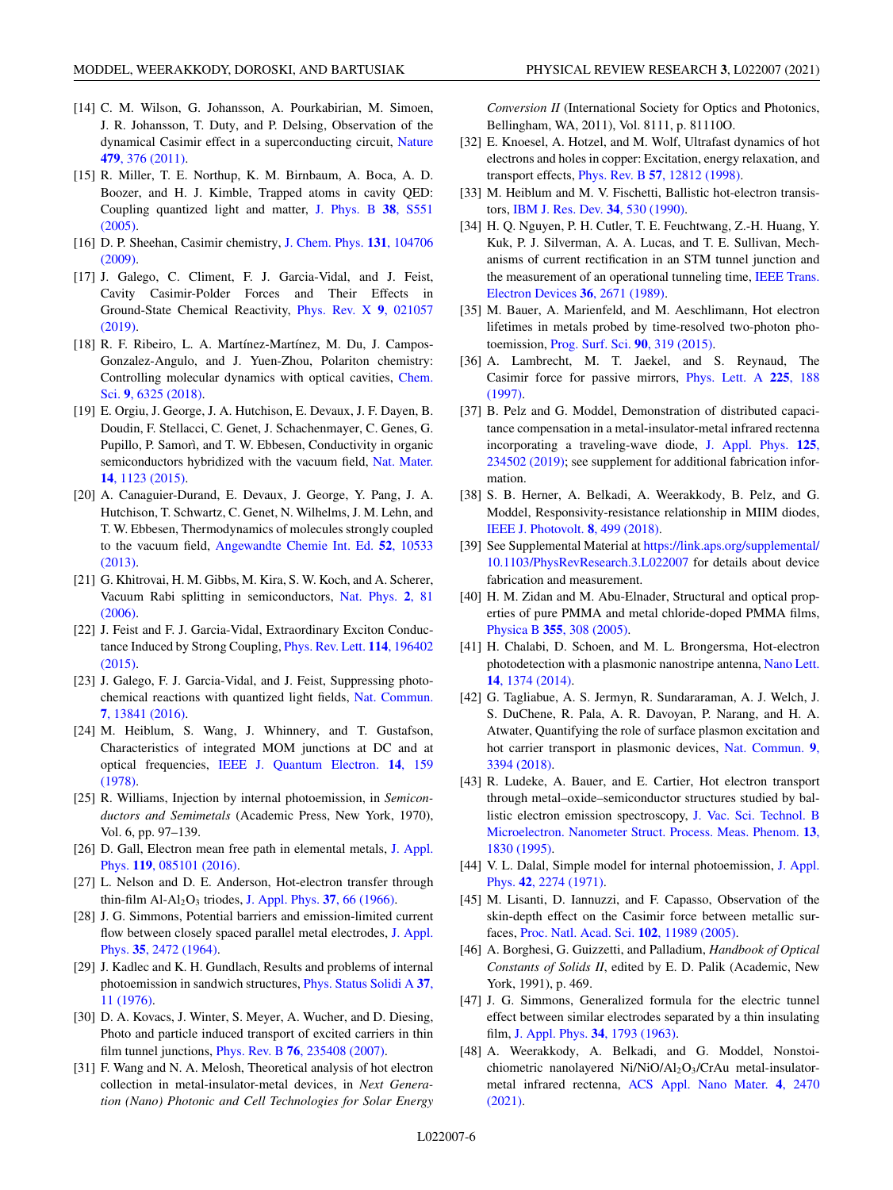[14] C. M. Wilson, G. Johansson, A. Pourkabirian, M. Simoen, J. R. Johansson, T. Duty, and P. Delsing, Observation of the dynamical Casimir effect in a superconducting circuit, Nature **479**, 376 (2011).

[15] R. Miller, T. E. Northup, K. M. Birnbaum, A. Boca, A. D. Boozer, and H. J. Kimble, Trapped atoms in cavity QED: Coupling quantized light and matter, J. Phys. B **38**, S551 (2005).

[16] D. P. Sheehan, Casimir chemistry, J. Chem. Phys. **131**, 104706 (2009).

[17] J. Galego, C. Climent, F. J. Garcia-Vidal, and J. Feist, Cavity Casimir-Polder Forces and Their Effects in Ground-State Chemical Reactivity, Phys. Rev. X **9**, 021057 (2019).

[18] R. F. Ribeiro, L. A. Martínez-Martínez, M. Du, J. Campos-Gonzalez-Angulo, and J. Yuen-Zhou, Polariton chemistry: Controlling molecular dynamics with optical cavities, Chem. Sci. **9**, 6325 (2018).

[19] E. Orgiu, J. George, J. A. Hutchison, E. Devaux, J. F. Dayen, B. Doudin, F. Stellacci, C. Genet, J. Schachenmayer, C. Genes, G. Pupillo, P. Samorì, and T. W. Ebbesen, Conductivity in organic semiconductors hybridized with the vacuum field, Nat. Mater. **14**, 1123 (2015).

[20] A. Canaguier-Durand, E. Devaux, J. George, Y. Pang, J. A. Hutchison, T. Schwartz, C. Genet, N. Wilhelms, J. M. Lehn, and T. W. Ebbesen, Thermodynamics of molecules strongly coupled to the vacuum field, Angewandte Chemie Int. Ed. **52**, 10533 (2013).

[21] G. Khitrovai, H. M. Gibbs, M. Kira, S. W. Koch, and A. Scherer, Vacuum Rabi splitting in semiconductors, Nat. Phys. **2**, 81 (2006).

[22] J. Feist and F. J. Garcia-Vidal, Extraordinary Exciton Conductance Induced by Strong Coupling, Phys. Rev. Lett. **114**, 196402 (2015).

[23] J. Galego, F. J. Garcia-Vidal, and J. Feist, Suppressing photochemical reactions with quantized light fields, Nat. Commun. **7**, 13841 (2016).

[24] M. Heiblum, S. Wang, J. Whinnery, and T. Gustafson, Characteristics of integrated MOM junctions at DC and at optical frequencies, IEEE J. Quantum Electron. **14**, 159 (1978).

[25] R. Williams, Injection by internal photoemission, in *Semiconductors and Semimetals* (Academic Press, New York, 1970), Vol. 6, pp. 97–139.

[26] D. Gall, Electron mean free path in elemental metals, J. Appl. Phys. **119**, 085101 (2016).

[27] L. Nelson and D. E. Anderson, Hot-electron transfer through thin-film Al-$Al_2O_3$ triodes, J. Appl. Phys. **37**, 66 (1966).

[28] J. G. Simmons, Potential barriers and emission-limited current flow between closely spaced parallel metal electrodes, J. Appl. Phys. **35**, 2472 (1964).

[29] J. Kadlec and K. H. Gundlach, Results and problems of internal photoemission in sandwich structures, Phys. Status Solidi A **37**, 11 (1976).

[30] D. A. Kovacs, J. Winter, S. Meyer, A. Wucher, and D. Diesing, Photo and particle induced transport of excited carriers in thin film tunnel junctions, Phys. Rev. B **76**, 235408 (2007).

[31] F. Wang and N. A. Melosh, Theoretical analysis of hot electron collection in metal-insulator-metal devices, in *Next Generation (Nano) Photonic and Cell Technologies for Solar Energy Conversion II* (International Society for Optics and Photonics, Bellingham, WA, 2011), Vol. 8111, p. 81110O.

[32] E. Knoesel, A. Hotzel, and M. Wolf, Ultrafast dynamics of hot electrons and holes in copper: Excitation, energy relaxation, and transport effects, Phys. Rev. B **57**, 12812 (1998).

[33] M. Heiblum and M. V. Fischetti, Ballistic hot-electron transistors, IBM J. Res. Dev. **34**, 530 (1990).

[34] H. Q. Nguyen, P. H. Cutler, T. E. Feuchtwang, Z.-H. Huang, Y. Kuk, P. J. Silverman, A. A. Lucas, and T. E. Sullivan, Mechanisms of current rectification in an STM tunnel junction and the measurement of an operational tunneling time, IEEE Trans. Electron Devices **36**, 2671 (1989).

[35] M. Bauer, A. Marienfeld, and M. Aeschlimann, Hot electron lifetimes in metals probed by time-resolved two-photon photoemission, Prog. Surf. Sci. **90**, 319 (2015).

[36] A. Lambrecht, M. T. Jaekel, and S. Reynaud, The Casimir force for passive mirrors, Phys. Lett. A **225**, 188 (1997).

[37] B. Pelz and G. Moddel, Demonstration of distributed capacitance compensation in a metal-insulator-metal infrared rectenna incorporating a traveling-wave diode, J. Appl. Phys. **125**, 234502 (2019); see supplement for additional fabrication information.

[38] S. B. Herner, A. Belkadi, A. Weerakkody, B. Pelz, and G. Moddel, Responsivity-resistance relationship in MIIM diodes, IEEE J. Photovolt. **8**, 499 (2018).

[39] See Supplemental Material at https://link.aps.org/supplemental/10.1103/PhysRevResearch.3.L022007 for details about device fabrication and measurement.

[40] H. M. Zidan and M. Abu-Elnader, Structural and optical properties of pure PMMA and metal chloride-doped PMMA films, Physica B **355**, 308 (2005).

[41] H. Chalabi, D. Schoen, and M. L. Brongersma, Hot-electron photodetection with a plasmonic nanostripe antenna, Nano Lett. **14**, 1374 (2014).

[42] G. Tagliabue, A. S. Jermyn, R. Sundararaman, A. J. Welch, J. S. DuChene, R. Pala, A. R. Davoyan, P. Narang, and H. A. Atwater, Quantifying the role of surface plasmon excitation and hot carrier transport in plasmonic devices, Nat. Commun. **9**, 3394 (2018).

[43] R. Ludeke, A. Bauer, and E. Cartier, Hot electron transport through metal–oxide–semiconductor structures studied by ballistic electron emission spectroscopy, J. Vac. Sci. Technol. B Microelectron. Nanometer Struct. Process. Meas. Phenom. **13**, 1830 (1995).

[44] V. L. Dalal, Simple model for internal photoemission, J. Appl. Phys. **42**, 2274 (1971).

[45] M. Lisanti, D. Iannuzzi, and F. Capasso, Observation of the skin-depth effect on the Casimir force between metallic surfaces, Proc. Natl. Acad. Sci. **102**, 11989 (2005).

[46] A. Borghesi, G. Guizzetti, and Palladium, *Handbook of Optical Constants of Solids II*, edited by E. D. Palik (Academic, New York, 1991), p. 469.

[47] J. G. Simmons, Generalized formula for the electric tunnel effect between similar electrodes separated by a thin insulating film, J. Appl. Phys. **34**, 1793 (1963).

[48] A. Weerakkody, A. Belkadi, and G. Moddel, Nonstoichiometric nanolayered Ni/NiO/$Al_2O_3$/CrAu metal-insulator-metal infrared rectenna, ACS Appl. Nano Mater. **4**, 2470 (2021).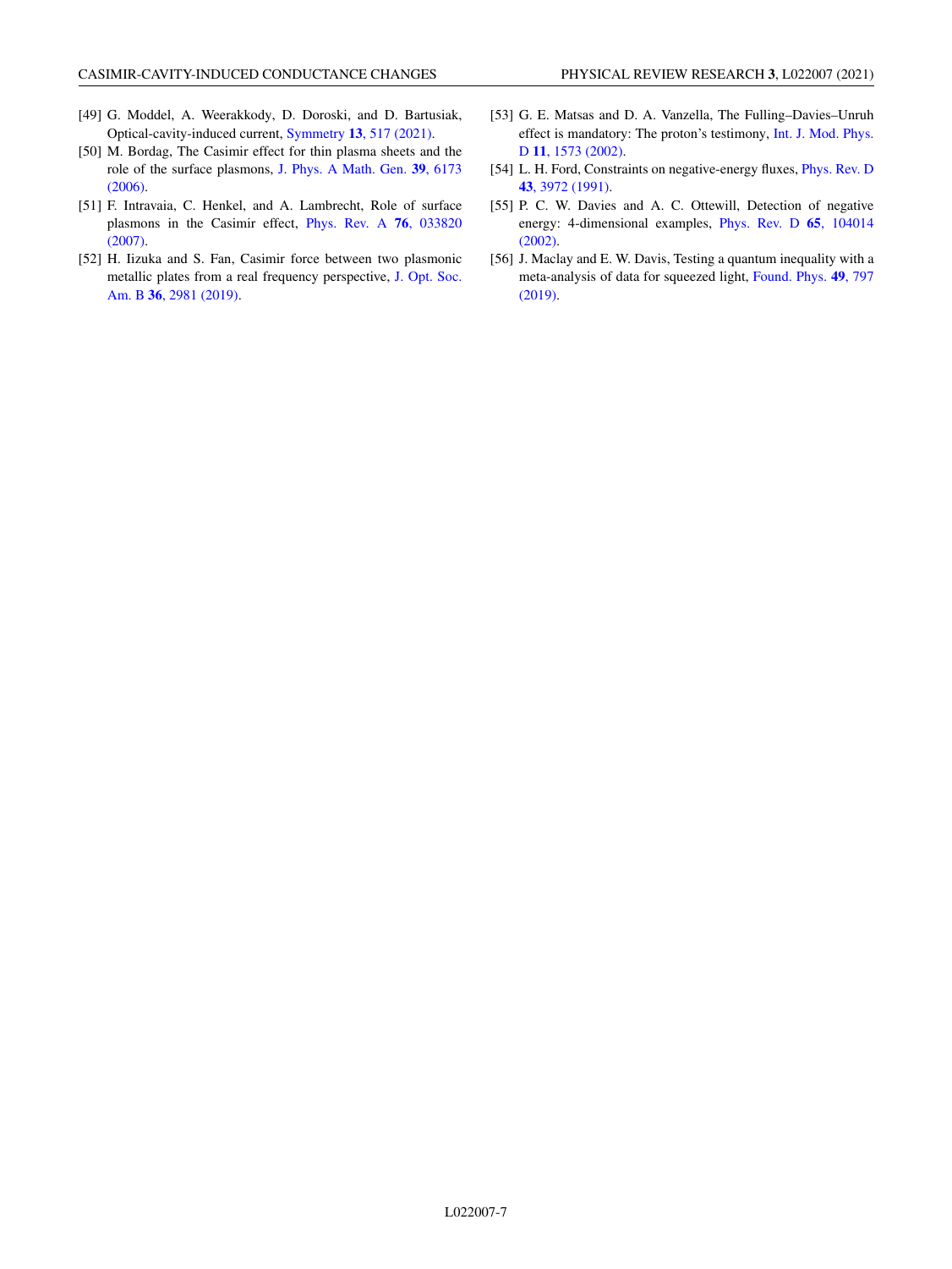[49] G. Moddel, A. Weerakkody, D. Doroski, and D. Bartusiak, Optical-cavity-induced current, Symmetry **13**, 517 (2021).

[50] M. Bordag, The Casimir effect for thin plasma sheets and the role of the surface plasmons, J. Phys. A Math. Gen. **39**, 6173 (2006).

[51] F. Intravaia, C. Henkel, and A. Lambrecht, Role of surface plasmons in the Casimir effect, Phys. Rev. A **76**, 033820 (2007).

[52] H. Iizuka and S. Fan, Casimir force between two plasmonic metallic plates from a real frequency perspective, J. Opt. Soc. Am. B **36**, 2981 (2019).

[53] G. E. Matsas and D. A. Vanzella, The Fulling–Davies–Unruh effect is mandatory: The proton's testimony, Int. J. Mod. Phys. D **11**, 1573 (2002).

[54] L. H. Ford, Constraints on negative-energy fluxes, Phys. Rev. D **43**, 3972 (1991).

[55] P. C. W. Davies and A. C. Ottewill, Detection of negative energy: 4-dimensional examples, Phys. Rev. D **65**, 104014 (2002).

[56] J. Maclay and E. W. Davis, Testing a quantum inequality with a meta-analysis of data for squeezed light, Found. Phys. **49**, 797 (2019).